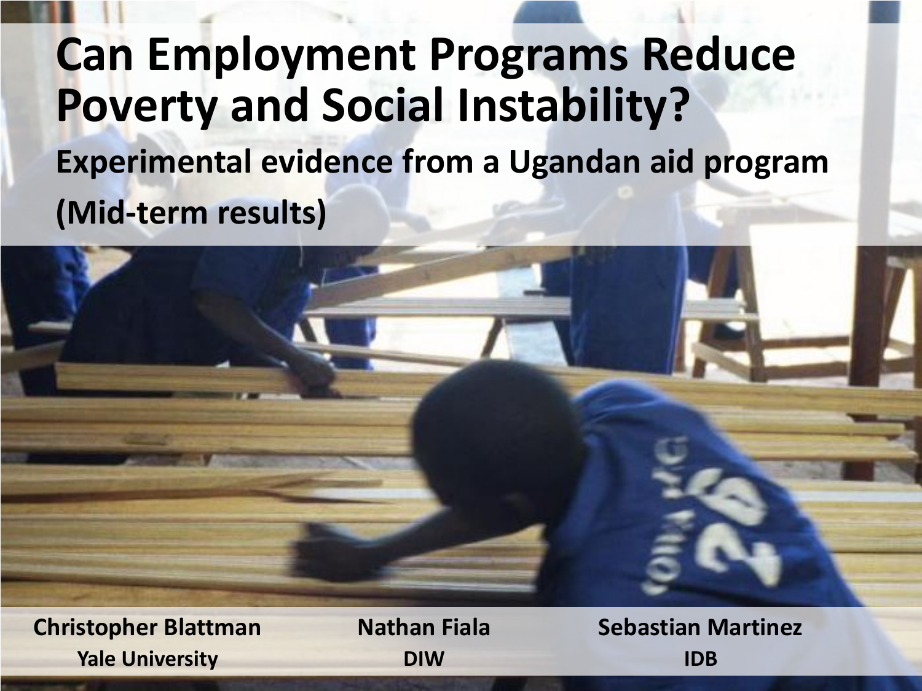# Can Employment Programs Reduce Poverty and Social Instability?

## Experimental evidence from a Ugandan aid program

## (Mid-term results)

**Christopher Blattman**
**Yale University**

**Nathan Fiala**
**DIW**

**Sebastian Martinez**
**IDB**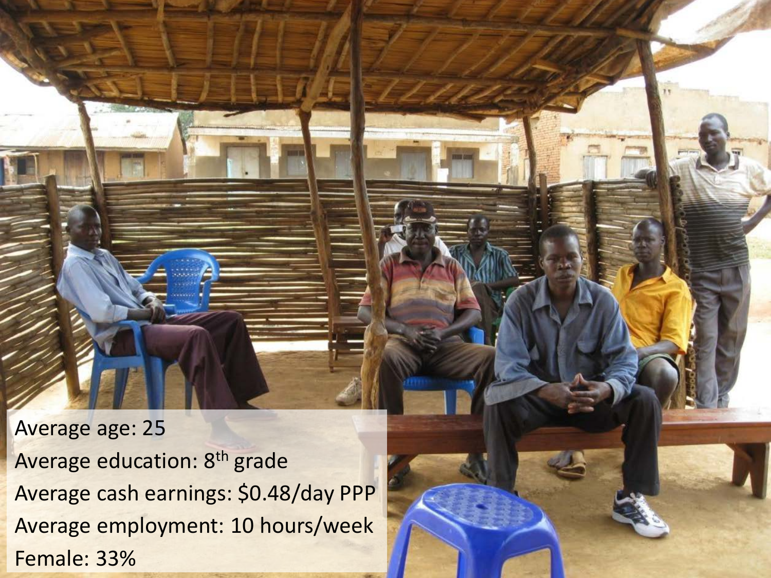Average age: 25

Average education: 8th grade

Average cash earnings: $0.48/day PPP

Average employment: 10 hours/week

Female: 33%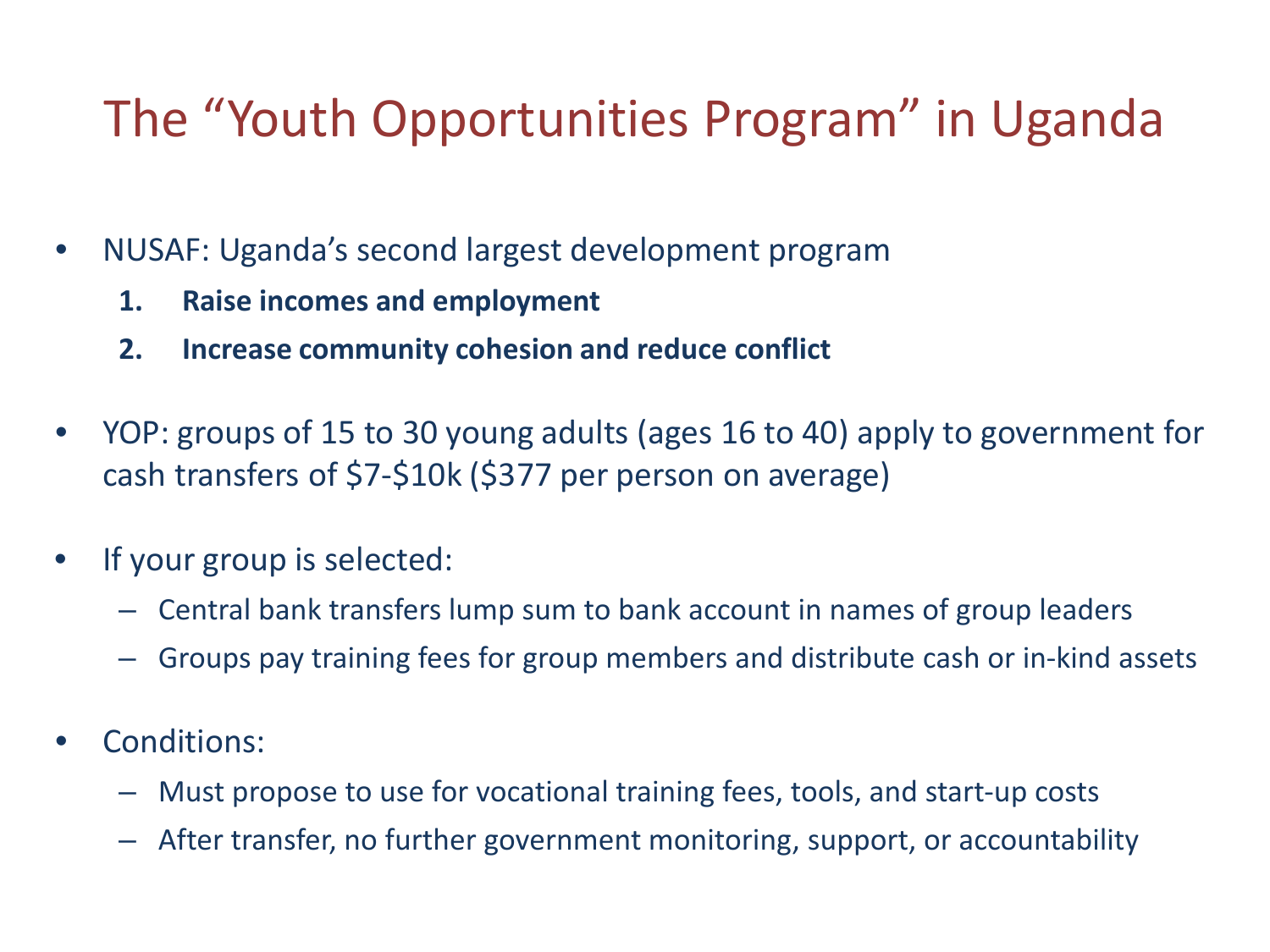# The "Youth Opportunities Program" in Uganda

- NUSAF: Uganda's second largest development program
  1. **Raise incomes and employment**
  2. **Increase community cohesion and reduce conflict**

- YOP: groups of 15 to 30 young adults (ages 16 to 40) apply to government for cash transfers of $7-$10k ($377 per person on average)

- If your group is selected:
  - Central bank transfers lump sum to bank account in names of group leaders
  - Groups pay training fees for group members and distribute cash or in-kind assets

- Conditions:
  - Must propose to use for vocational training fees, tools, and start-up costs
  - After transfer, no further government monitoring, support, or accountability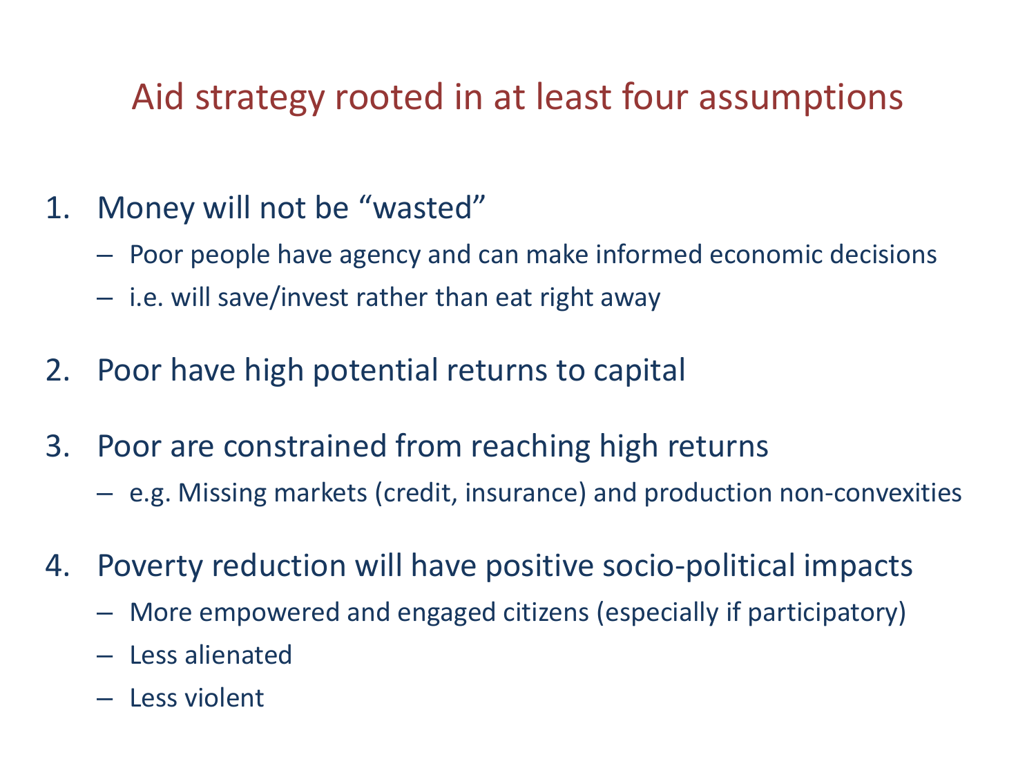# Aid strategy rooted in at least four assumptions

1. Money will not be "wasted"
   - Poor people have agency and can make informed economic decisions
   - i.e. will save/invest rather than eat right away

2. Poor have high potential returns to capital

3. Poor are constrained from reaching high returns
   - e.g. Missing markets (credit, insurance) and production non-convexities

4. Poverty reduction will have positive socio-political impacts
   - More empowered and engaged citizens (especially if participatory)
   - Less alienated
   - Less violent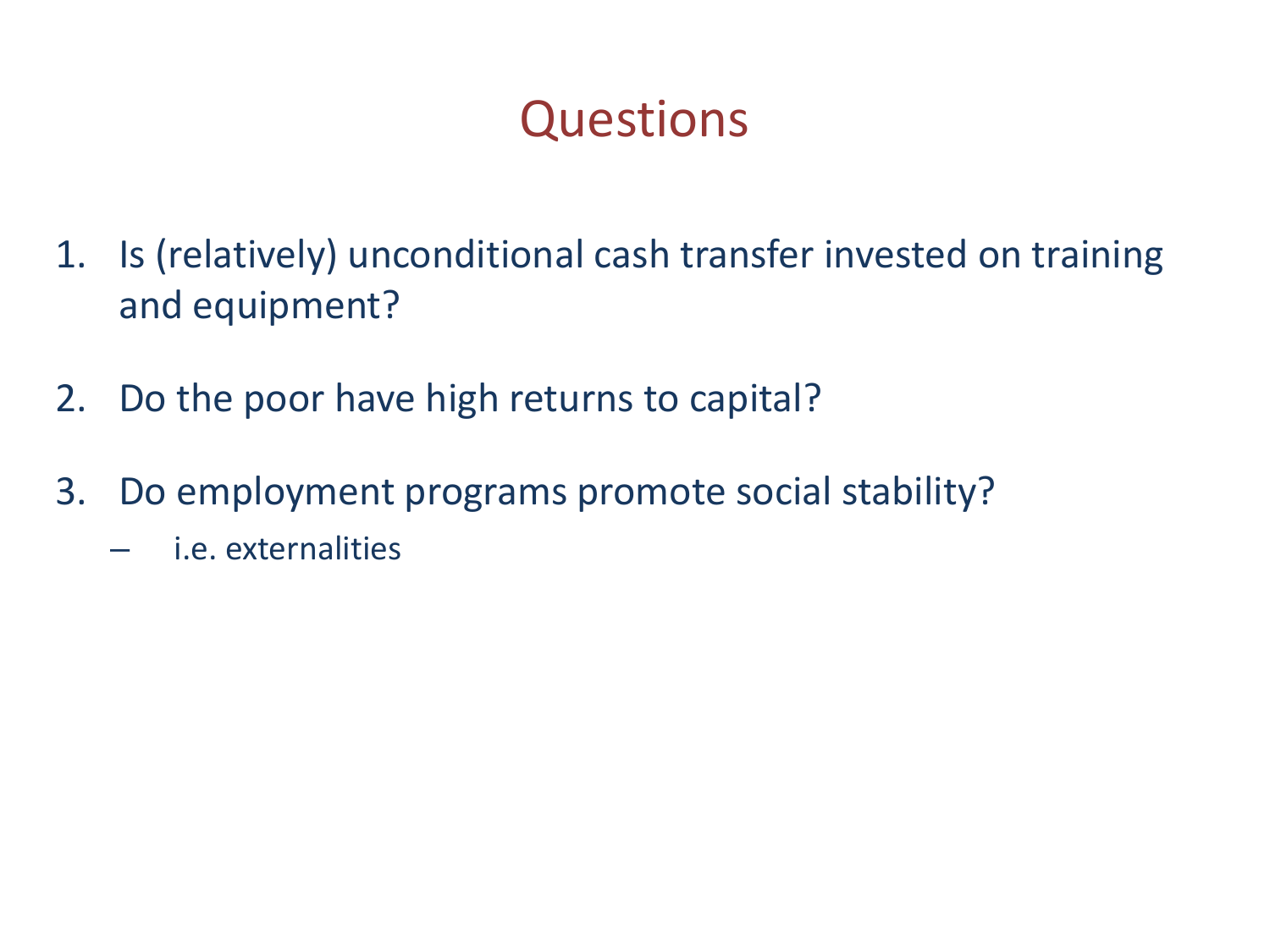# Questions

1. Is (relatively) unconditional cash transfer invested on training and equipment?
2. Do the poor have high returns to capital?
3. Do employment programs promote social stability?
   - i.e. externalities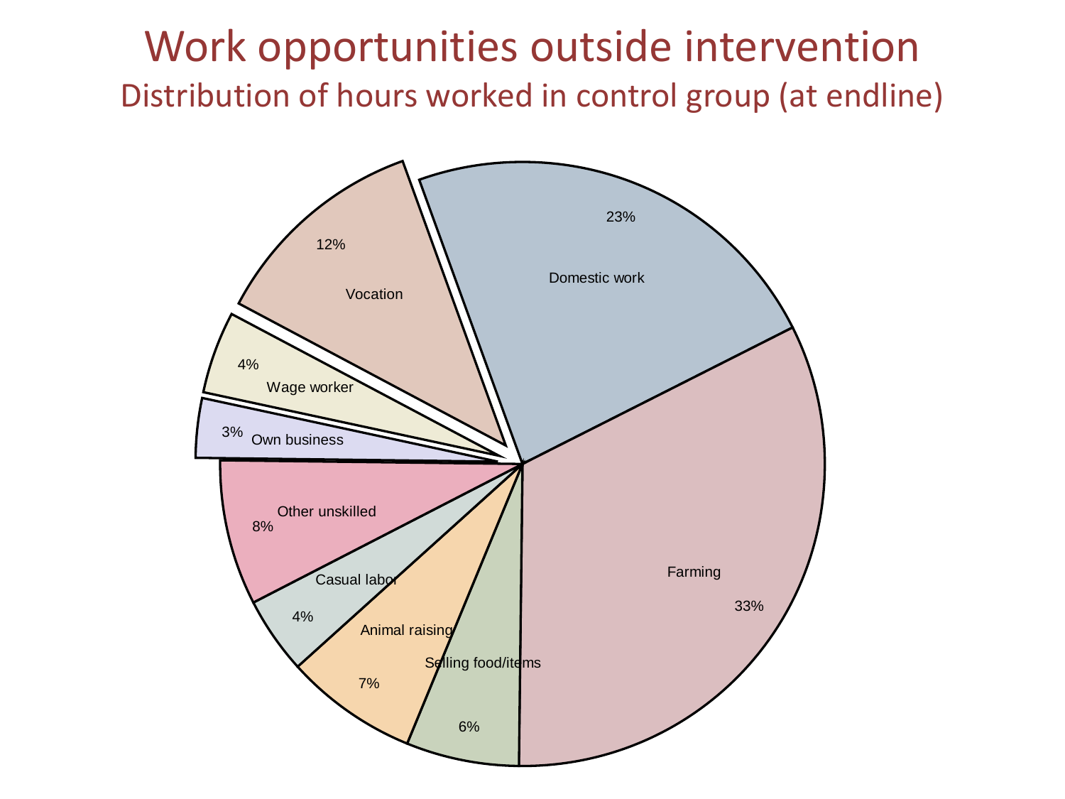# Work opportunities outside intervention

## Distribution of hours worked in control group (at endline)

| Category | Share |
|---|---|
| Farming | 33% |
| Domestic work | 23% |
| Vocation | 12% |
| Wage worker | 4% |
| Own business | 3% |
| Other unskilled | 8% |
| Casual labor | 4% |
| Animal raising | 7% |
| Selling food/items | 6% |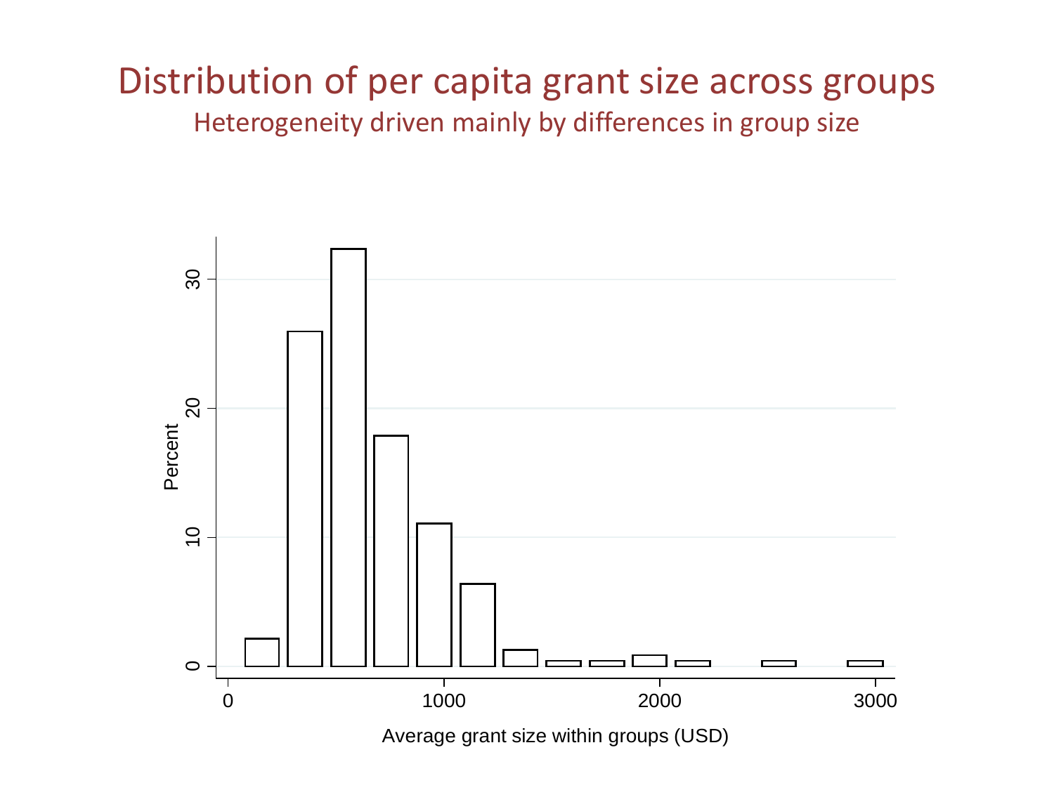# Distribution of per capita grant size across groups

## Heterogeneity driven mainly by differences in group size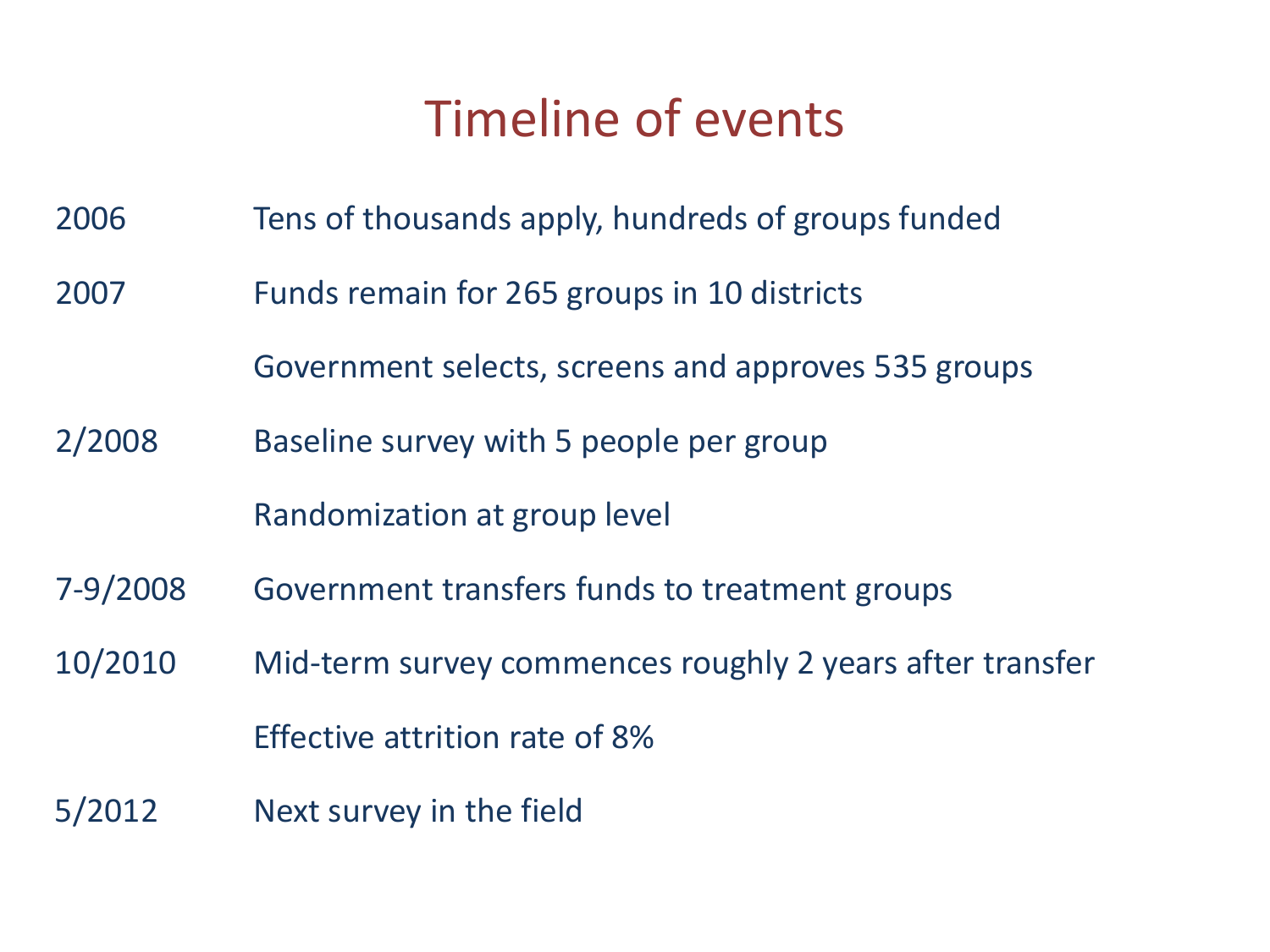# Timeline of events

| | |
|---|---|
| 2006 | Tens of thousands apply, hundreds of groups funded |
| 2007 | Funds remain for 265 groups in 10 districts |
| | Government selects, screens and approves 535 groups |
| 2/2008 | Baseline survey with 5 people per group |
| | Randomization at group level |
| 7-9/2008 | Government transfers funds to treatment groups |
| 10/2010 | Mid-term survey commences roughly 2 years after transfer |
| | Effective attrition rate of 8% |
| 5/2012 | Next survey in the field |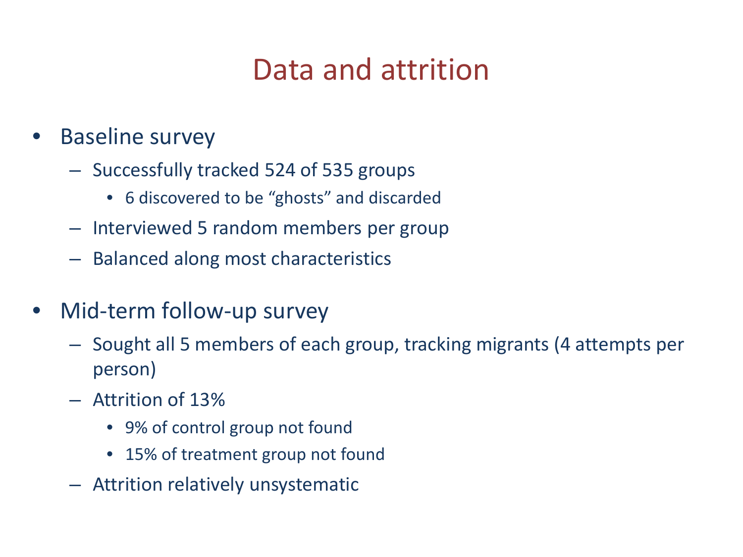# Data and attrition

- Baseline survey
  - Successfully tracked 524 of 535 groups
    - 6 discovered to be "ghosts" and discarded
  - Interviewed 5 random members per group
  - Balanced along most characteristics

- Mid-term follow-up survey
  - Sought all 5 members of each group, tracking migrants (4 attempts per person)
  - Attrition of 13%
    - 9% of control group not found
    - 15% of treatment group not found
  - Attrition relatively unsystematic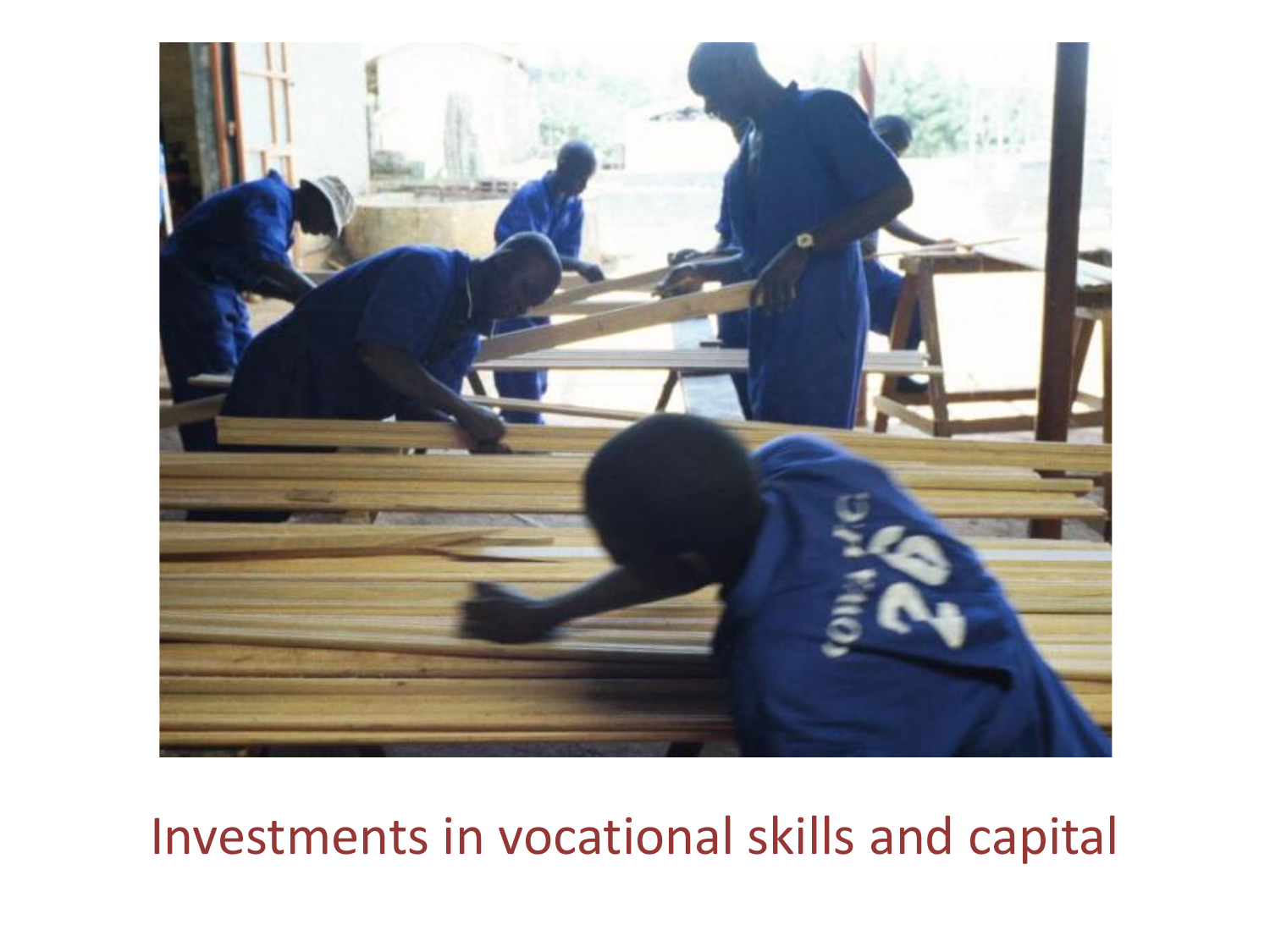Investments in vocational skills and capital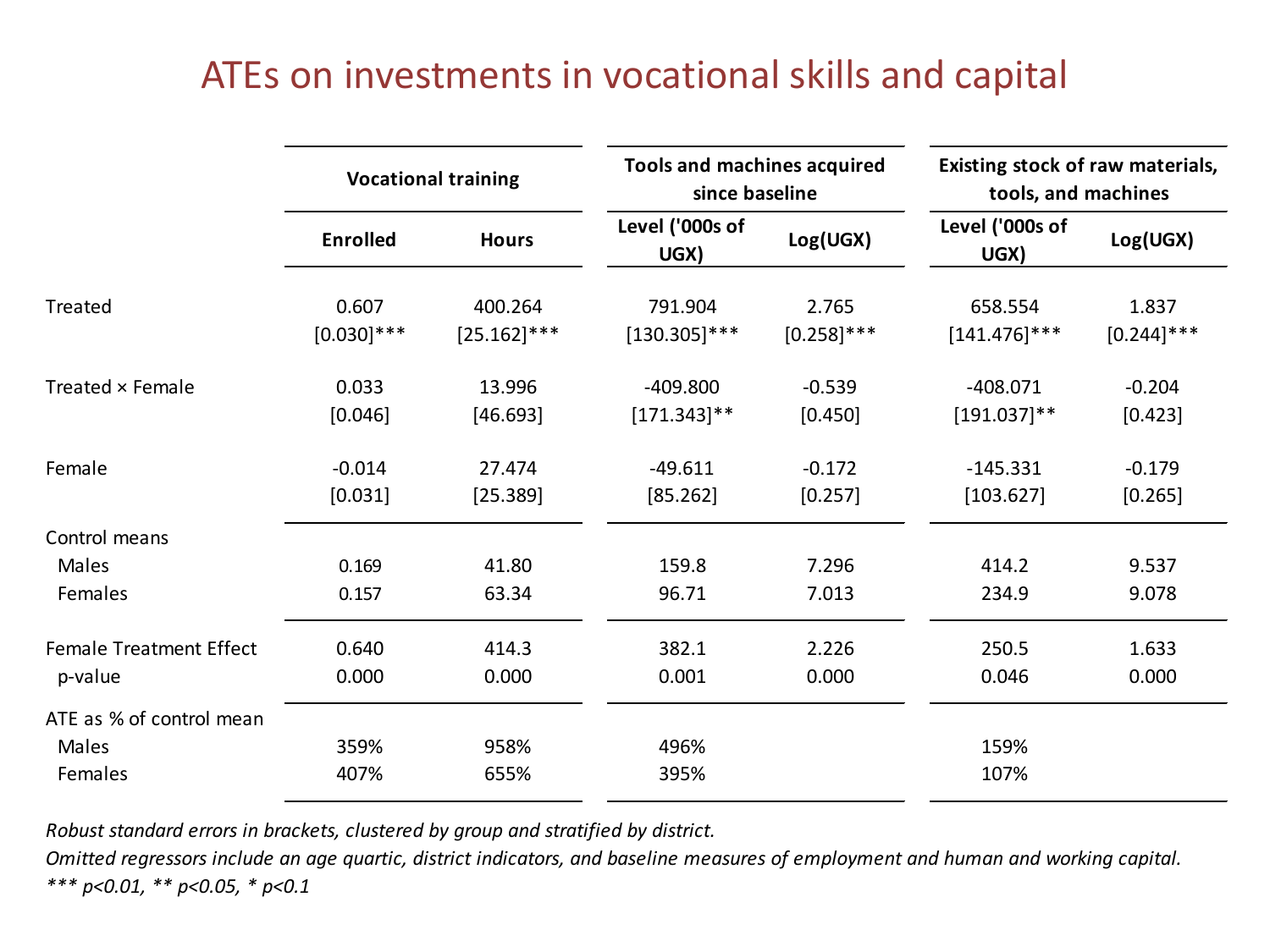# ATEs on investments in vocational skills and capital

| | Vocational training | | Tools and machines acquired since baseline | | Existing stock of raw materials, tools, and machines | |
|---|---|---|---|---|---|---|
| | Enrolled | Hours | Level ('000s of UGX) | Log(UGX) | Level ('000s of UGX) | Log(UGX) |
| Treated | 0.607 | 400.264 | 791.904 | 2.765 | 658.554 | 1.837 |
| | [0.030]*** | [25.162]*** | [130.305]*** | [0.258]*** | [141.476]*** | [0.244]*** |
| Treated × Female | 0.033 | 13.996 | -409.800 | -0.539 | -408.071 | -0.204 |
| | [0.046] | [46.693] | [171.343]** | [0.450] | [191.037]** | [0.423] |
| Female | -0.014 | 27.474 | -49.611 | -0.172 | -145.331 | -0.179 |
| | [0.031] | [25.389] | [85.262] | [0.257] | [103.627] | [0.265] |
| Control means | | | | | | |
| Males | 0.169 | 41.80 | 159.8 | 7.296 | 414.2 | 9.537 |
| Females | 0.157 | 63.34 | 96.71 | 7.013 | 234.9 | 9.078 |
| Female Treatment Effect | 0.640 | 414.3 | 382.1 | 2.226 | 250.5 | 1.633 |
| p-value | 0.000 | 0.000 | 0.001 | 0.000 | 0.046 | 0.000 |
| ATE as % of control mean | | | | | | |
| Males | 359% | 958% | 496% | | 159% | |
| Females | 407% | 655% | 395% | | 107% | |

*Robust standard errors in brackets, clustered by group and stratified by district.*

*Omitted regressors include an age quartic, district indicators, and baseline measures of employment and human and working capital.*

*\*\*\* p<0.01, \*\* p<0.05, \* p<0.1*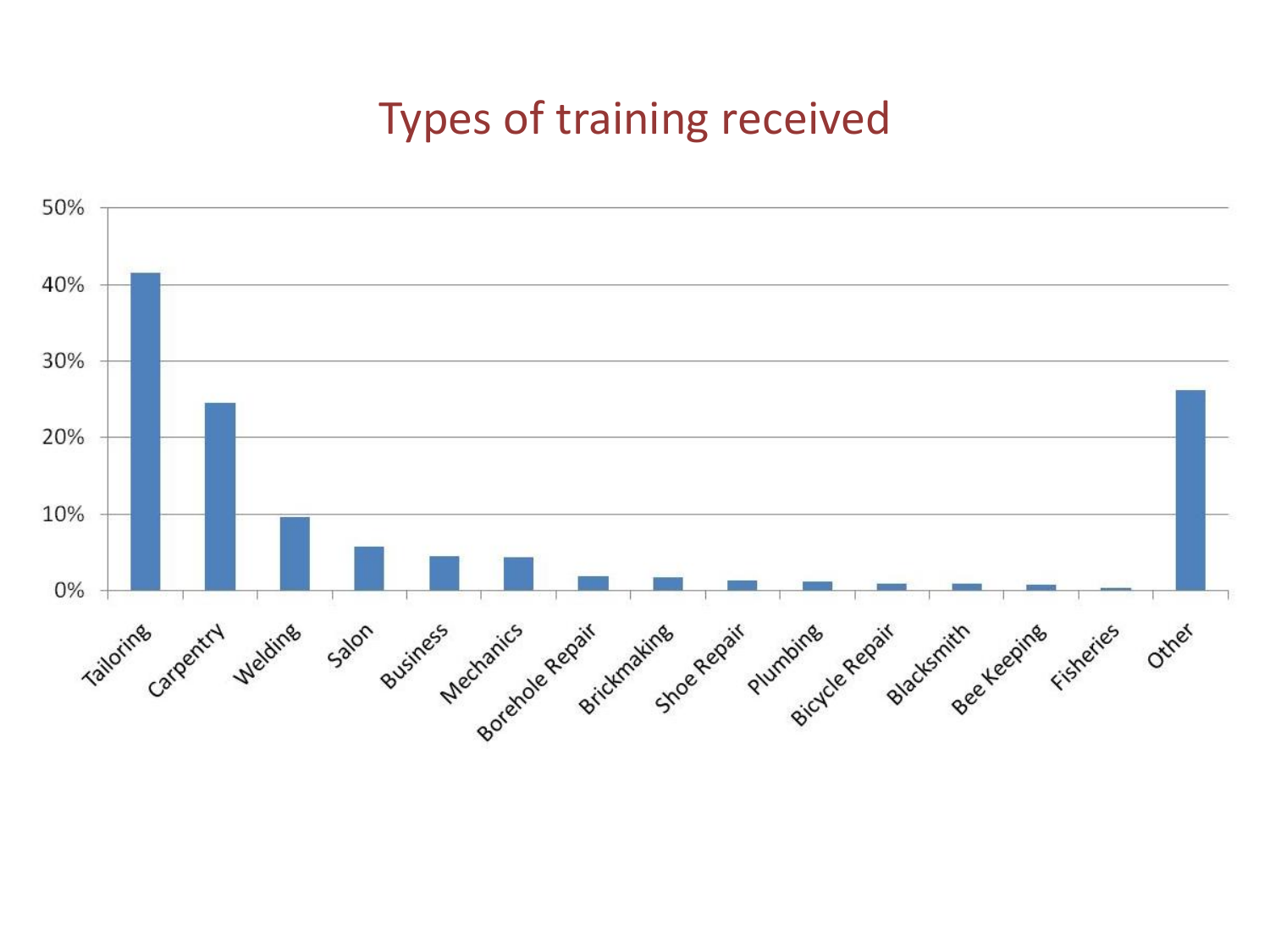# Types of training received

| Type of training | Percentage |
|---|---|
| Tailoring | ~41.5% |
| Carpentry | ~24.5% |
| Welding | ~9.5% |
| Salon | ~5.5% |
| Business | ~4.5% |
| Mechanics | ~4.3% |
| Borehole Repair | ~1.8% |
| Brickmaking | ~1.7% |
| Shoe Repair | ~1.2% |
| Plumbing | ~1.1% |
| Bicycle Repair | ~0.9% |
| Blacksmith | ~0.9% |
| Bee Keeping | ~0.7% |
| Fisheries | ~0.3% |
| Other | ~26% |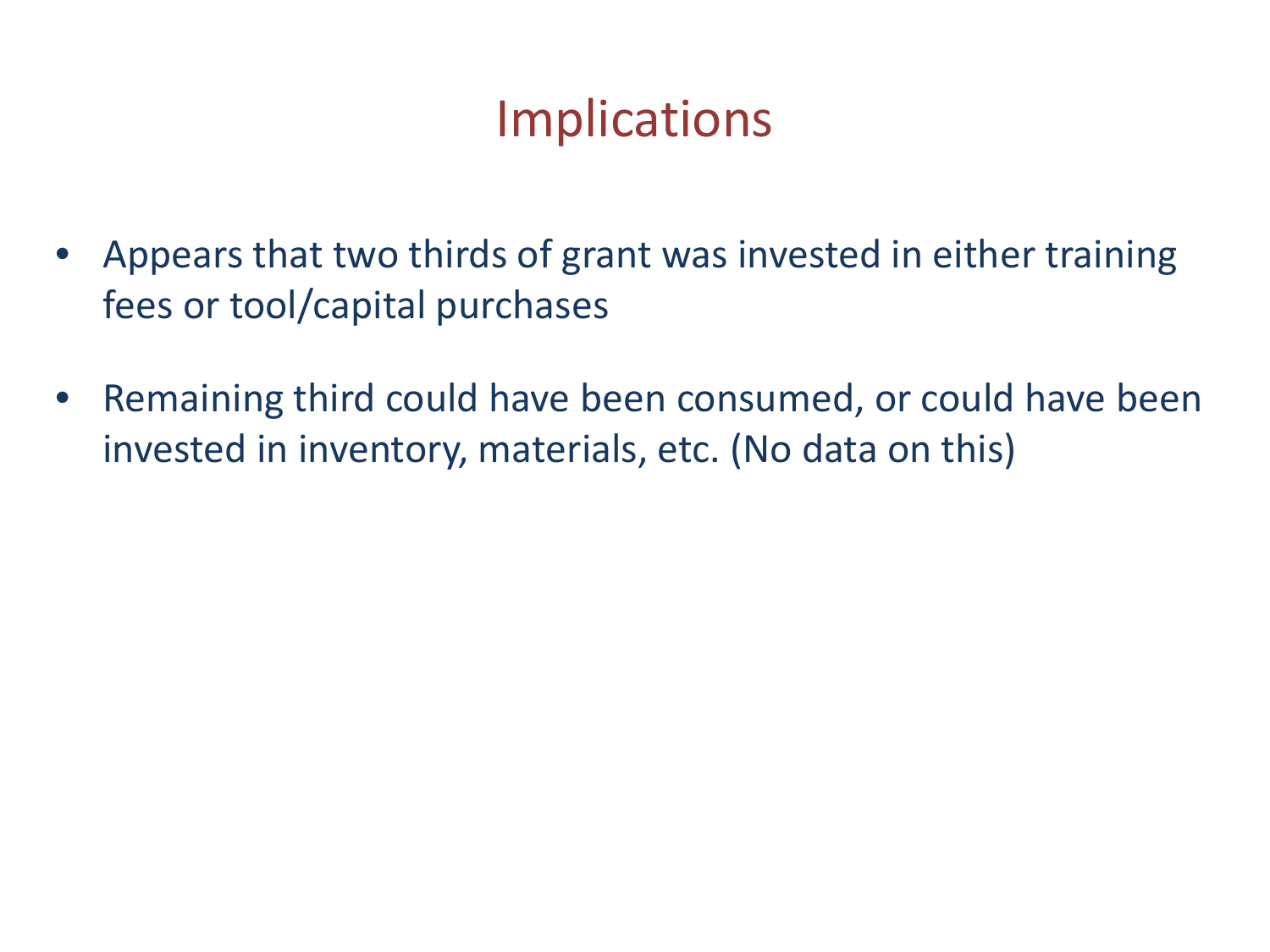# Implications

- Appears that two thirds of grant was invested in either training fees or tool/capital purchases
- Remaining third could have been consumed, or could have been invested in inventory, materials, etc. (No data on this)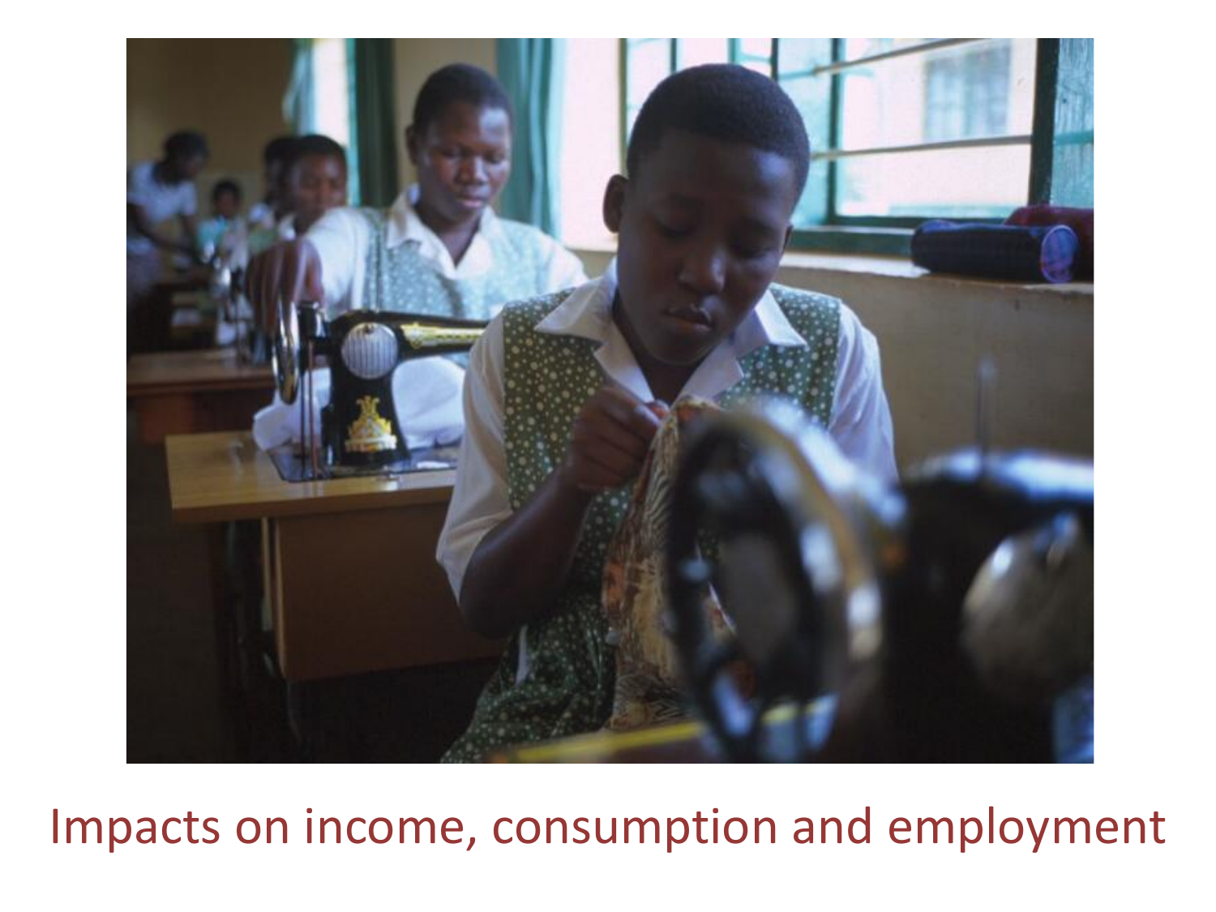Impacts on income, consumption and employment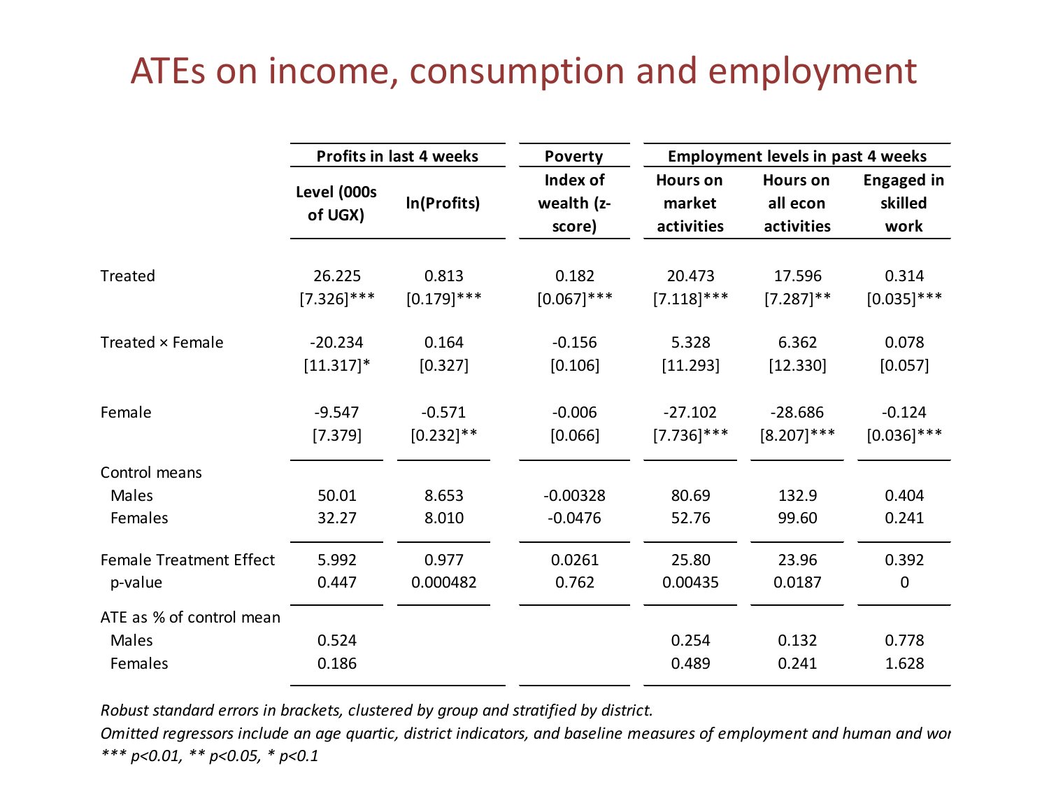# ATEs on income, consumption and employment

| | Profits in last 4 weeks | | Poverty | Employment levels in past 4 weeks | | |
|---|---|---|---|---|---|---|
| | Level (000s of UGX) | ln(Profits) | Index of wealth (z-score) | Hours on market activities | Hours on all econ activities | Engaged in skilled work |
| Treated | 26.225 | 0.813 | 0.182 | 20.473 | 17.596 | 0.314 |
| | [7.326]*** | [0.179]*** | [0.067]*** | [7.118]*** | [7.287]** | [0.035]*** |
| Treated × Female | -20.234 | 0.164 | -0.156 | 5.328 | 6.362 | 0.078 |
| | [11.317]* | [0.327] | [0.106] | [11.293] | [12.330] | [0.057] |
| Female | -9.547 | -0.571 | -0.006 | -27.102 | -28.686 | -0.124 |
| | [7.379] | [0.232]** | [0.066] | [7.736]*** | [8.207]*** | [0.036]*** |
| Control means | | | | | | |
| Males | 50.01 | 8.653 | -0.00328 | 80.69 | 132.9 | 0.404 |
| Females | 32.27 | 8.010 | -0.0476 | 52.76 | 99.60 | 0.241 |
| Female Treatment Effect | 5.992 | 0.977 | 0.0261 | 25.80 | 23.96 | 0.392 |
| p-value | 0.447 | 0.000482 | 0.762 | 0.00435 | 0.0187 | 0 |
| ATE as % of control mean | | | | | | |
| Males | 0.524 | | | 0.254 | 0.132 | 0.778 |
| Females | 0.186 | | | 0.489 | 0.241 | 1.628 |

*Robust standard errors in brackets, clustered by group and stratified by district.*

*Omitted regressors include an age quartic, district indicators, and baseline measures of employment and human and wor*

**** p<0.01, ** p<0.05, * p<0.1*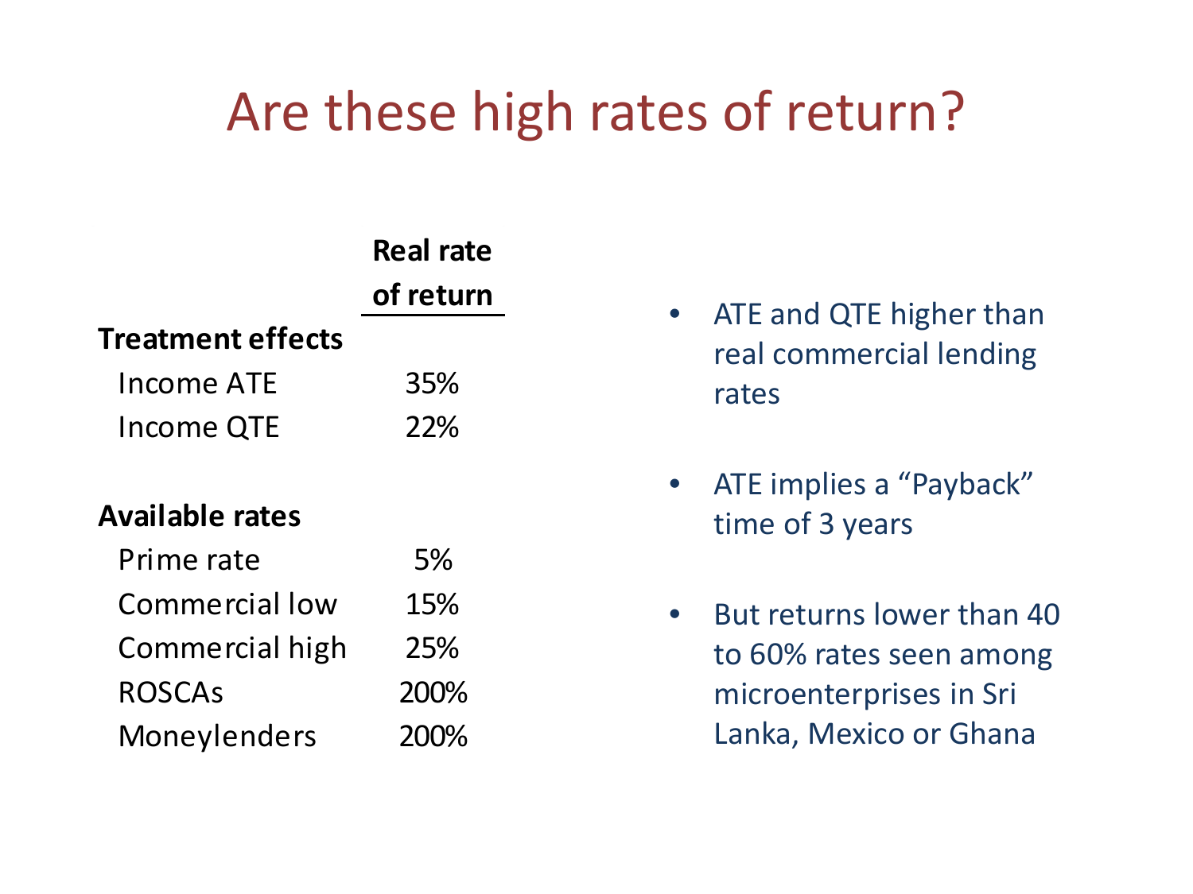# Are these high rates of return?

| | Real rate of return |
|---|---|
| **Treatment effects** | |
| Income ATE | 35% |
| Income QTE | 22% |
| | |
| **Available rates** | |
| Prime rate | 5% |
| Commercial low | 15% |
| Commercial high | 25% |
| ROSCAs | 200% |
| Moneylenders | 200% |

- ATE and QTE higher than real commercial lending rates
- ATE implies a "Payback" time of 3 years
- But returns lower than 40 to 60% rates seen among microenterprises in Sri Lanka, Mexico or Ghana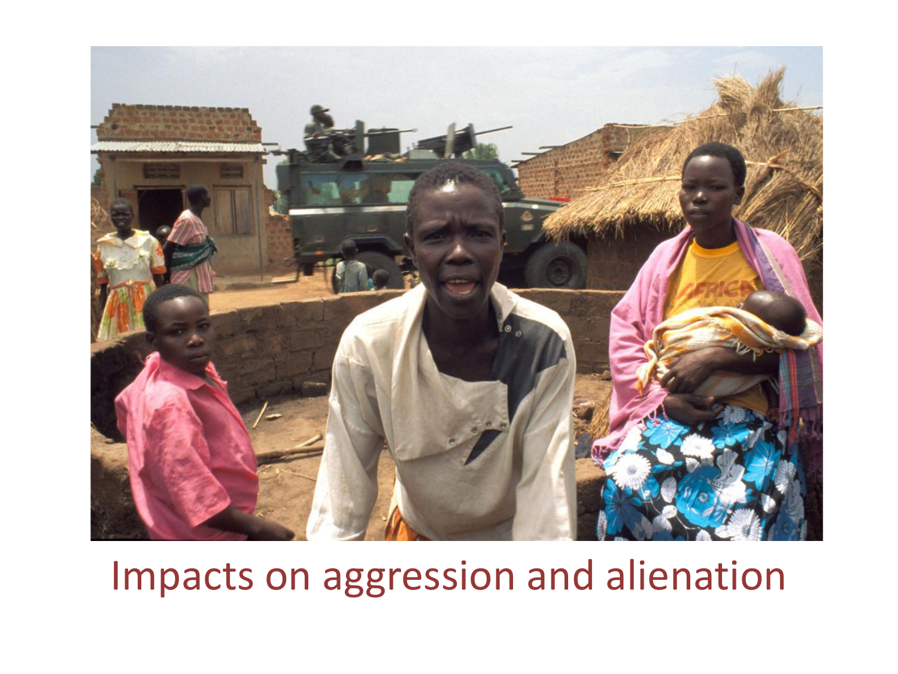Impacts on aggression and alienation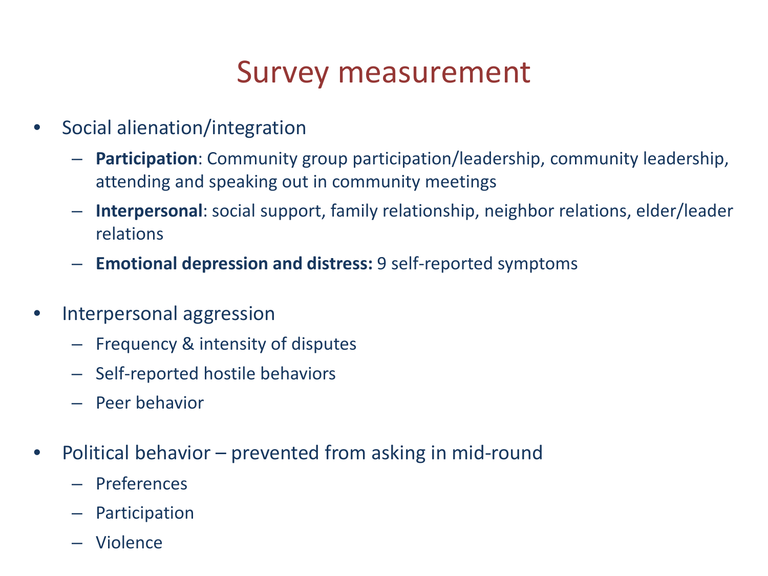# Survey measurement

- Social alienation/integration
  - **Participation**: Community group participation/leadership, community leadership, attending and speaking out in community meetings
  - **Interpersonal**: social support, family relationship, neighbor relations, elder/leader relations
  - **Emotional depression and distress:** 9 self-reported symptoms
- Interpersonal aggression
  - Frequency & intensity of disputes
  - Self-reported hostile behaviors
  - Peer behavior
- Political behavior – prevented from asking in mid-round
  - Preferences
  - Participation
  - Violence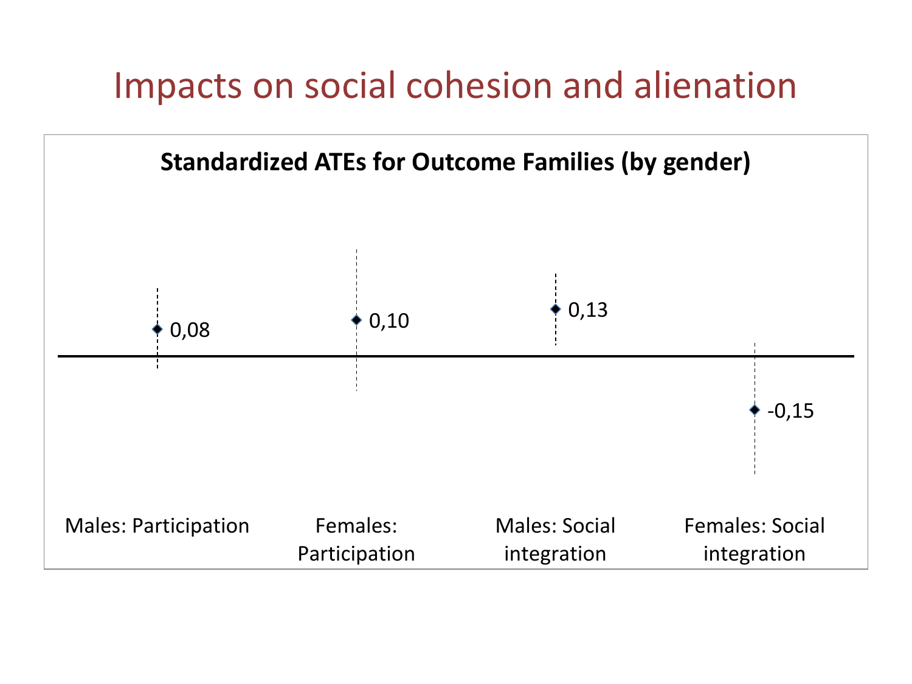# Impacts on social cohesion and alienation

**Standardized ATEs for Outcome Families (by gender)**

| Males: Participation | Females: Participation | Males: Social integration | Females: Social integration |
| --- | --- | --- | --- |
| 0,08 | 0,10 | 0,13 | -0,15 |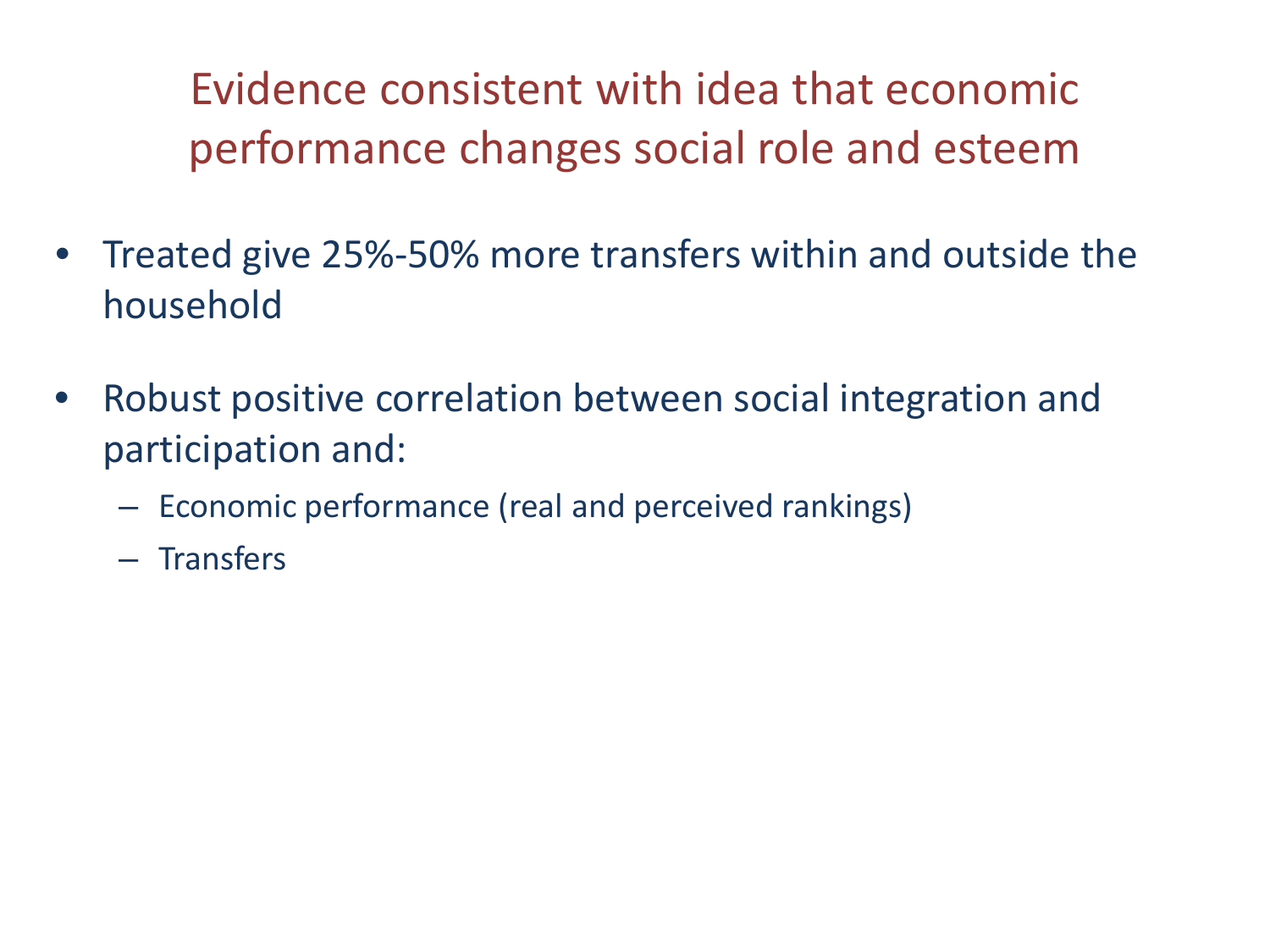# Evidence consistent with idea that economic performance changes social role and esteem

- Treated give 25%-50% more transfers within and outside the household
- Robust positive correlation between social integration and participation and:
  - Economic performance (real and perceived rankings)
  - Transfers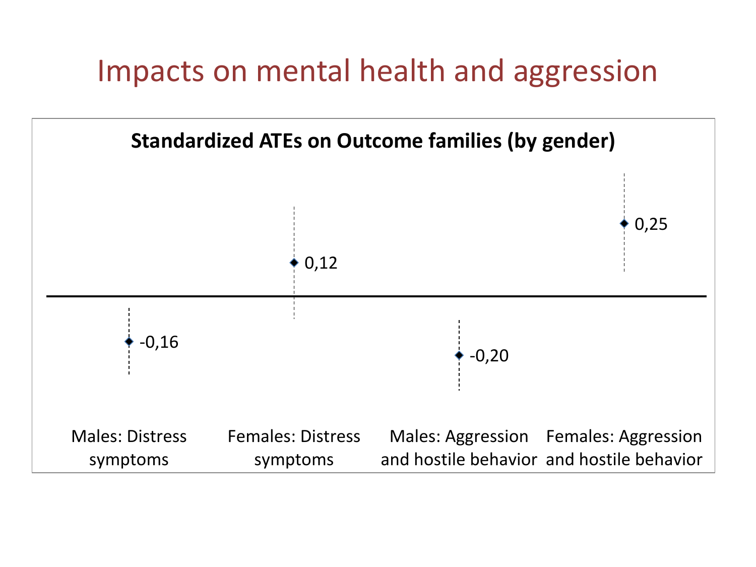# Impacts on mental health and aggression

**Standardized ATEs on Outcome families (by gender)**

| Outcome family | Standardized ATE |
| --- | --- |
| Males: Distress symptoms | -0,16 |
| Females: Distress symptoms | 0,12 |
| Males: Aggression and hostile behavior | -0,20 |
| Females: Aggression and hostile behavior | 0,25 |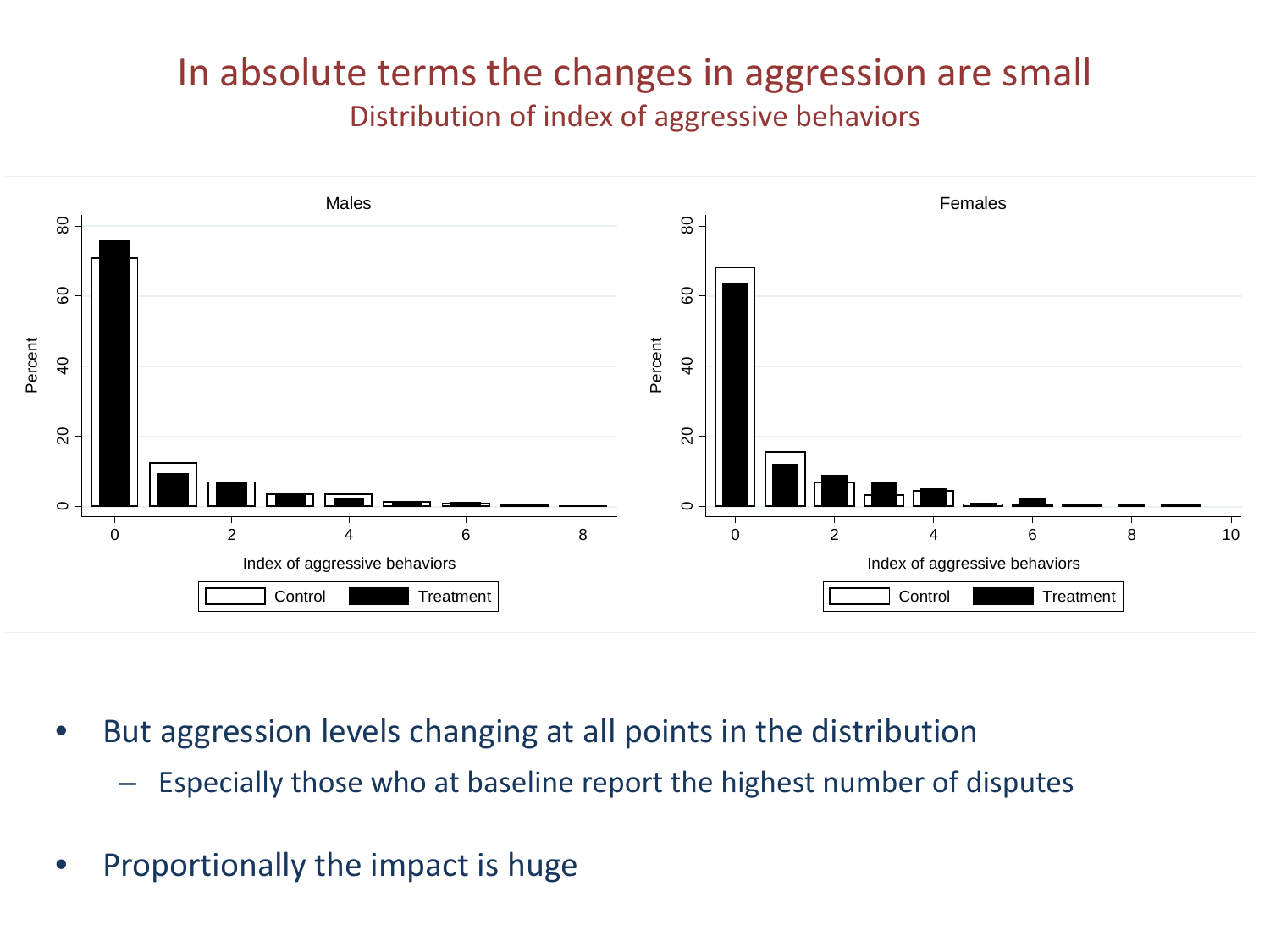# In absolute terms the changes in aggression are small

## Distribution of index of aggressive behaviors

- But aggression levels changing at all points in the distribution
  - Especially those who at baseline report the highest number of disputes
- Proportionally the impact is huge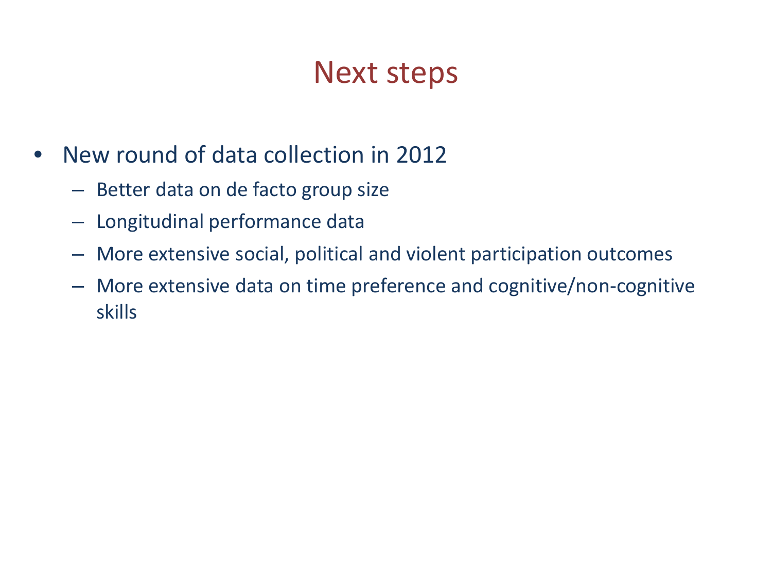# Next steps

- New round of data collection in 2012
  - Better data on de facto group size
  - Longitudinal performance data
  - More extensive social, political and violent participation outcomes
  - More extensive data on time preference and cognitive/non-cognitive skills